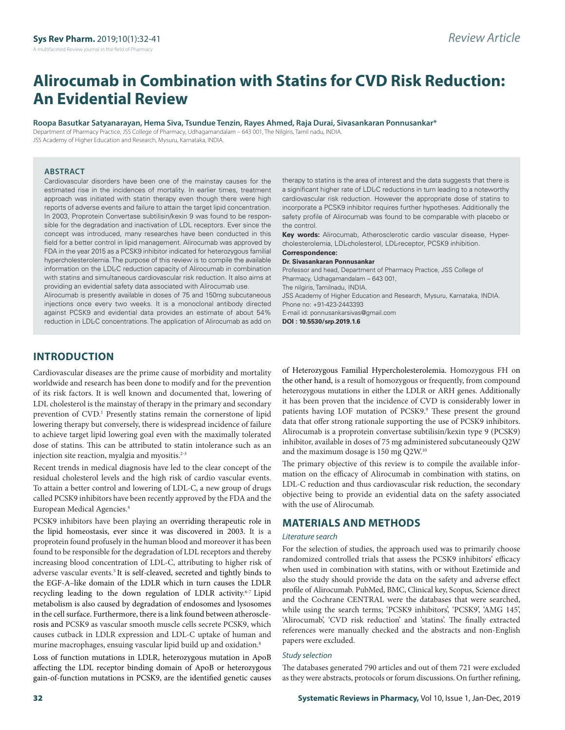Review Article

# Alirocumab in Combination with Statins for CVD Risk Reduction: An Evidential Review

**Roopa Basutkar Satyanarayan, Hema Siva, Tsundue Tenzin, Rayes Ahmed, Raja Durai, Sivasankaran Ponnusankar***

Department of Pharmacy Practice, JSS College of Pharmacy, Udhagamandalam – 643 001, The Nilgiris, Tamil nadu, INDIA.
JSS Academy of Higher Education and Research, Mysuru, Karnataka, INDIA.

## ABSTRACT

Cardiovascular disorders have been one of the mainstay causes for the estimated rise in the incidences of mortality. In earlier times, treatment approach was initiated with statin therapy even though there were high reports of adverse events and failure to attain the target lipid concentration. In 2003, Proprotein Convertase subtilisin/kexin 9 was found to be responsible for the degradation and inactivation of LDL receptors. Ever since the concept was introduced, many researches have been conducted in this field for a better control in lipid management. Alirocumab was approved by FDA in the year 2015 as a PCSK9 inhibitor indicated for heterozygous familial hypercholesterolemia. The purpose of this review is to compile the available information on the LDL-C reduction capacity of Alirocumab in combination with statins and simultaneous cardiovascular risk reduction. It also aims at providing an evidential safety data associated with Alirocumab use.

Alirocumab is presently available in doses of 75 and 150mg subcutaneous injections once every two weeks. It is a monoclonal antibody directed against PCSK9 and evidential data provides an estimate of about 54% reduction in LDL-C concentrations. The application of Alirocumab as add on therapy to statins is the area of interest and the data suggests that there is a significant higher rate of LDL-C reductions in turn leading to a noteworthy cardiovascular risk reduction. However the appropriate dose of statins to incorporate a PCSK9 inhibitor requires further hypotheses. Additionally the safety profile of Alirocumab was found to be comparable with placebo or the control.

**Key words:** Alirocumab, Atherosclerotic cardio vascular disease, Hypercholesterolemia, LDL-cholesterol, LDL-receptor, PCSK9 inhibition.

**Correspondence:**

**Dr. Sivasankaran Ponnusankar**

Professor and head, Department of Pharmacy Practice, JSS College of Pharmacy, Udhagamandalam – 643 001,
The nilgiris, Tamilnadu, INDIA.
JSS Academy of Higher Education and Research, Mysuru, Karnataka, INDIA.
Phone no: +91-423-2443393
E-mail id: ponnusankarsivas@gmail.com

**DOI : 10.5530/srp.2019.1.6**

## INTRODUCTION

Cardiovascular diseases are the prime cause of morbidity and mortality worldwide and research has been done to modify and for the prevention of its risk factors. It is well known and documented that, lowering of LDL cholesterol is the mainstay of therapy in the primary and secondary prevention of CVD.[1] Presently statins remain the cornerstone of lipid lowering therapy but conversely, there is widespread incidence of failure to achieve target lipid lowering goal even with the maximally tolerated dose of statins. This can be attributed to statin intolerance such as an injection site reaction, myalgia and myositis.[2-3]

Recent trends in medical diagnosis have led to the clear concept of the residual cholesterol levels and the high risk of cardio vascular events. To attain a better control and lowering of LDL-C, a new group of drugs called PCSK9 inhibitors have been recently approved by the FDA and the European Medical Agencies.[4]

PCSK9 inhibitors have been playing an overriding therapeutic role in the lipid homeostasis, ever since it was discovered in 2003. It is a proprotein found profusely in the human blood and moreover it has been found to be responsible for the degradation of LDL receptors and thereby increasing blood concentration of LDL-C, attributing to higher risk of adverse vascular events.[5] It is self-cleaved, secreted and tightly binds to the EGF-A–like domain of the LDLR which in turn causes the LDLR recycling leading to the down regulation of LDLR activity.[6-7] Lipid metabolism is also caused by degradation of endosomes and lysosomes in the cell surface. Furthermore, there is a link found between atherosclerosis and PCSK9 as vascular smooth muscle cells secrete PCSK9, which causes cutback in LDLR expression and LDL-C uptake of human and murine macrophages, ensuing vascular lipid build up and oxidation.[8]

Loss of function mutations in LDLR, heterozygous mutation in ApoB affecting the LDL receptor binding domain of ApoB or heterozygous gain-of-function mutations in PCSK9, are the identified genetic causes of Heterozygous Familial Hypercholesterolemia. Homozygous FH on the other hand, is a result of homozygous or frequently, from compound heterozygous mutations in either the LDLR or ARH genes. Additionally it has been proven that the incidence of CVD is considerably lower in patients having LOF mutation of PCSK9.[9] These present the ground data that offer strong rationale supporting the use of PCSK9 inhibitors. Alirocumab is a proprotein convertase subtilisin/kexin type 9 (PCSK9) inhibitor, available in doses of 75 mg administered subcutaneously Q2W and the maximum dosage is 150 mg Q2W.[10]

The primary objective of this review is to compile the available information on the efficacy of Alirocumab in combination with statins, on LDL-C reduction and thus cardiovascular risk reduction, the secondary objective being to provide an evidential data on the safety associated with the use of Alirocumab.

## MATERIALS AND METHODS

### *Literature search*

For the selection of studies, the approach used was to primarily choose randomized controlled trials that assess the PCSK9 inhibitors' efficacy when used in combination with statins, with or without Ezetimide and also the study should provide the data on the safety and adverse effect profile of Alirocumab. PubMed, BMC, Clinical key, Scopus, Science direct and the Cochrane CENTRAL were the databases that were searched, while using the search terms; 'PCSK9 inhibitors', 'PCSK9', 'AMG 145', 'Alirocumab', 'CVD risk reduction' and 'statins'. The finally extracted references were manually checked and the abstracts and non-English papers were excluded.

### *Study selection*

The databases generated 790 articles and out of them 721 were excluded as they were abstracts, protocols or forum discussions. On further refining,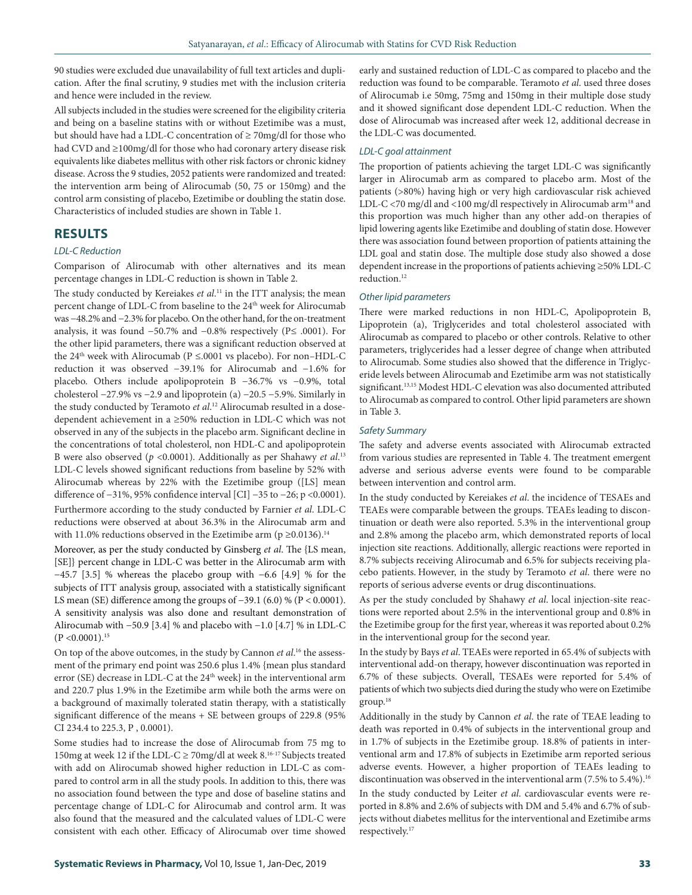90 studies were excluded due unavailability of full text articles and duplication. After the final scrutiny, 9 studies met with the inclusion criteria and hence were included in the review.

All subjects included in the studies were screened for the eligibility criteria and being on a baseline statins with or without Ezetimibe was a must, but should have had a LDL-C concentration of ≥ 70mg/dl for those who had CVD and ≥100mg/dl for those who had coronary artery disease risk equivalents like diabetes mellitus with other risk factors or chronic kidney disease. Across the 9 studies, 2052 patients were randomized and treated: the intervention arm being of Alirocumab (50, 75 or 150mg) and the control arm consisting of placebo, Ezetimibe or doubling the statin dose. Characteristics of included studies are shown in Table 1.

## RESULTS

### *LDL-C Reduction*

Comparison of Alirocumab with other alternatives and its mean percentage changes in LDL-C reduction is shown in Table 2.

The study conducted by Kereiakes *et al.*[11] in the ITT analysis; the mean percent change of LDL-C from baseline to the 24th week for Alirocumab was −48.2% and −2.3% for placebo. On the other hand, for the on-treatment analysis, it was found −50.7% and −0.8% respectively (P≤ .0001). For the other lipid parameters, there was a significant reduction observed at the 24th week with Alirocumab (P ≤.0001 vs placebo). For non–HDL-C reduction it was observed −39.1% for Alirocumab and −1.6% for placebo. Others include apolipoprotein B −36.7% vs −0.9%, total cholesterol −27.9% vs −2.9 and lipoprotein (a) −20.5 −5.9%. Similarly in the study conducted by Teramoto *et al.*[12] Alirocumab resulted in a dose-dependent achievement in a ≥50% reduction in LDL-C which was not observed in any of the subjects in the placebo arm. Significant decline in the concentrations of total cholesterol, non HDL-C and apolipoprotein B were also observed ($p$ <0.0001). Additionally as per Shahawy *et al.*[13] LDL-C levels showed significant reductions from baseline by 52% with Alirocumab whereas by 22% with the Ezetimibe group ([LS] mean difference of −31%, 95% confidence interval [CI] −35 to −26; p <0.0001). Furthermore according to the study conducted by Farnier *et al.* LDL-C reductions were observed at about 36.3% in the Alirocumab arm and with 11.0% reductions observed in the Ezetimibe arm (p ≥0.0136).[14]

Moreover, as per the study conducted by Ginsberg *et al.* The {LS mean, [SE]} percent change in LDL-C was better in the Alirocumab arm with −45.7 [3.5] % whereas the placebo group with −6.6 [4.9] % for the subjects of ITT analysis group, associated with a statistically significant LS mean (SE) difference among the groups of −39.1 (6.0) % (P < 0.0001). A sensitivity analysis was also done and resultant demonstration of Alirocumab with −50.9 [3.4] % and placebo with −1.0 [4.7] % in LDL-C (P <0.0001).[15]

On top of the above outcomes, in the study by Cannon *et al.*[16] the assessment of the primary end point was 250.6 plus 1.4% {mean plus standard error (SE) decrease in LDL-C at the 24th week} in the interventional arm and 220.7 plus 1.9% in the Ezetimibe arm while both the arms were on a background of maximally tolerated statin therapy, with a statistically significant difference of the means + SE between groups of 229.8 (95% CI 234.4 to 225.3, P , 0.0001).

Some studies had to increase the dose of Alirocumab from 75 mg to 150mg at week 12 if the LDL-C ≥ 70mg/dl at week 8.[16-17] Subjects treated with add on Alirocumab showed higher reduction in LDL-C as compared to control arm in all the study pools. In addition to this, there was no association found between the type and dose of baseline statins and percentage change of LDL-C for Alirocumab and control arm. It was also found that the measured and the calculated values of LDL-C were consistent with each other. Efficacy of Alirocumab over time showed early and sustained reduction of LDL-C as compared to placebo and the reduction was found to be comparable. Teramoto *et al.* used three doses of Alirocumab i.e 50mg, 75mg and 150mg in their multiple dose study and it showed significant dose dependent LDL-C reduction. When the dose of Alirocumab was increased after week 12, additional decrease in the LDL-C was documented.

### *LDL-C goal attainment*

The proportion of patients achieving the target LDL-C was significantly larger in Alirocumab arm as compared to placebo arm. Most of the patients (>80%) having high or very high cardiovascular risk achieved LDL-C <70 mg/dl and <100 mg/dl respectively in Alirocumab arm[18] and this proportion was much higher than any other add-on therapies of lipid lowering agents like Ezetimibe and doubling of statin dose. However there was association found between proportion of patients attaining the LDL goal and statin dose. The multiple dose study also showed a dose dependent increase in the proportions of patients achieving ≥50% LDL-C reduction.[12]

### *Other lipid parameters*

There were marked reductions in non HDL-C, Apolipoprotein B, Lipoprotein (a), Triglycerides and total cholesterol associated with Alirocumab as compared to placebo or other controls. Relative to other parameters, triglycerides had a lesser degree of change when attributed to Alirocumab. Some studies also showed that the difference in Triglyceride levels between Alirocumab and Ezetimibe arm was not statistically significant.[13,15] Modest HDL-C elevation was also documented attributed to Alirocumab as compared to control. Other lipid parameters are shown in Table 3.

### *Safety Summary*

The safety and adverse events associated with Alirocumab extracted from various studies are represented in Table 4. The treatment emergent adverse and serious adverse events were found to be comparable between intervention and control arm.

In the study conducted by Kereiakes *et al.* the incidence of TESAEs and TEAEs were comparable between the groups. TEAEs leading to discontinuation or death were also reported. 5.3% in the interventional group and 2.8% among the placebo arm, which demonstrated reports of local injection site reactions. Additionally, allergic reactions were reported in 8.7% subjects receiving Alirocumab and 6.5% for subjects receiving placebo patients. However, in the study by Teramoto *et al.* there were no reports of serious adverse events or drug discontinuations.

As per the study concluded by Shahawy *et al.* local injection-site reactions were reported about 2.5% in the interventional group and 0.8% in the Ezetimibe group for the first year, whereas it was reported about 0.2% in the interventional group for the second year.

In the study by Bays *et al.* TEAEs were reported in 65.4% of subjects with interventional add-on therapy, however discontinuation was reported in 6.7% of these subjects. Overall, TESAEs were reported for 5.4% of patients of which two subjects died during the study who were on Ezetimibe group.[18]

Additionally in the study by Cannon *et al.* the rate of TEAE leading to death was reported in 0.4% of subjects in the interventional group and in 1.7% of subjects in the Ezetimibe group. 18.8% of patients in interventional arm and 17.8% of subjects in Ezetimibe arm reported serious adverse events. However, a higher proportion of TEAEs leading to discontinuation was observed in the interventional arm (7.5% to 5.4%).[16]

In the study conducted by Leiter *et al.* cardiovascular events were reported in 8.8% and 2.6% of subjects with DM and 5.4% and 6.7% of subjects without diabetes mellitus for the interventional and Ezetimibe arms respectively.[17]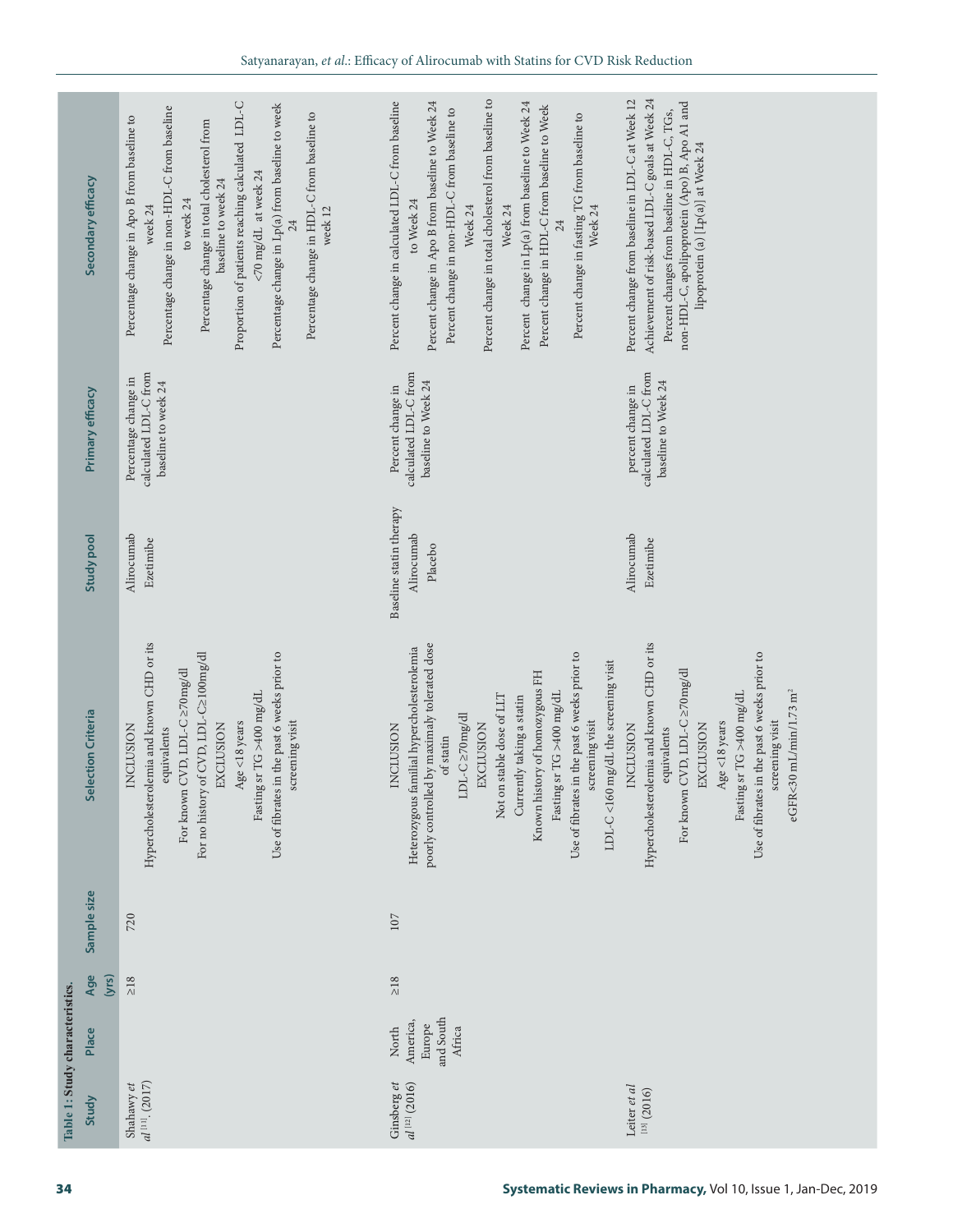Table 1: Study characteristics.

| Study | Place | Age (yrs) | Sample size | Selection Criteria | Study pool | Primary efficacy | Secondary efficacy |
|---|---|---|---|---|---|---|---|
| Shahawy *et al*[11]. (2017) | | ≥18 | 720 | INCLUSION<br>Hypercholesterolemia and known CHD or its equivalents<br>For known CVD, LDL-C ≥70mg/dl<br>For no history of CVD, LDL-C≥100mg/dl<br>EXCLUSION<br>Age <18 years<br>Fasting sr TG >400 mg/dL<br>Use of fibrates in the past 6 weeks prior to screening visit | Alirocumab<br>Ezetimibe | Percentage change in calculated LDL-C from baseline to week 24 | Percentage change in Apo B from baseline to week 24<br>Percentage change in non-HDL-C from baseline to week 24<br>Percentage change in total cholesterol from baseline to week 24<br>Proportion of patients reaching calculated LDL-C <70 mg/dL at week 24<br>Percentage change in Lp(a) from baseline to week 24<br>Percentage change in HDL-C from baseline to week 12 |
| Ginsberg *et al* [12] (2016) | North America, Europe and South Africa | ≥18 | 107 | INCLUSION<br>Heterozygous familial hypercholesterolemia poorly controlled by maximaly tolerated dose of statin<br>LDL-C ≥70mg/dl<br>EXCLUSION<br>Not on stable dose of LLT<br>Currently taking a statin<br>Known history of homozygous FH<br>Fasting sr TG >400 mg/dL<br>Use of fibrates in the past 6 weeks prior to screening visit<br>LDL-C <160 mg/dL the screening visit | Baseline statin therapy<br>Alirocumab<br>Placebo | Percent change in calculated LDL-C from baseline to Week 24 | Percent change in calculated LDL-C from baseline to Week 24<br>Percent change in Apo B from baseline to Week 24<br>Percent change in non-HDL-C from baseline to Week 24<br>Percent change in total cholesterol from baseline to Week 24<br>Percent change in Lp(a) from baseline to Week 24<br>Percent change in HDL-C from baseline to Week 24<br>Percent change in fasting TG from baseline to Week 24 |
| Leiter *et al* [13] (2016) | | | | INCLUSION<br>Hypercholesterolemia and known CHD or its equivalents<br>For known CVD, LDL-C ≥70mg/dl<br>EXCLUSION<br>Age <18 years<br>Fasting sr TG >400 mg/dL<br>Use of fibrates in the past 6 weeks prior to screening visit<br>eGFR<30 mL/min/1.73 $m^2$ | Alirocumab<br>Ezetimibe | percent change in calculated LDL-C from baseline to Week 24 | Percent change from baseline in LDL-C at Week 12<br>Achievement of risk-based LDL-C goals at Week 24<br>Percent changes from baseline in HDL-C, TGs, non-HDL-C, apolipoprotein (Apo) B, Apo A1 and lipoprotein (a) [Lp(a)] at Week 24 |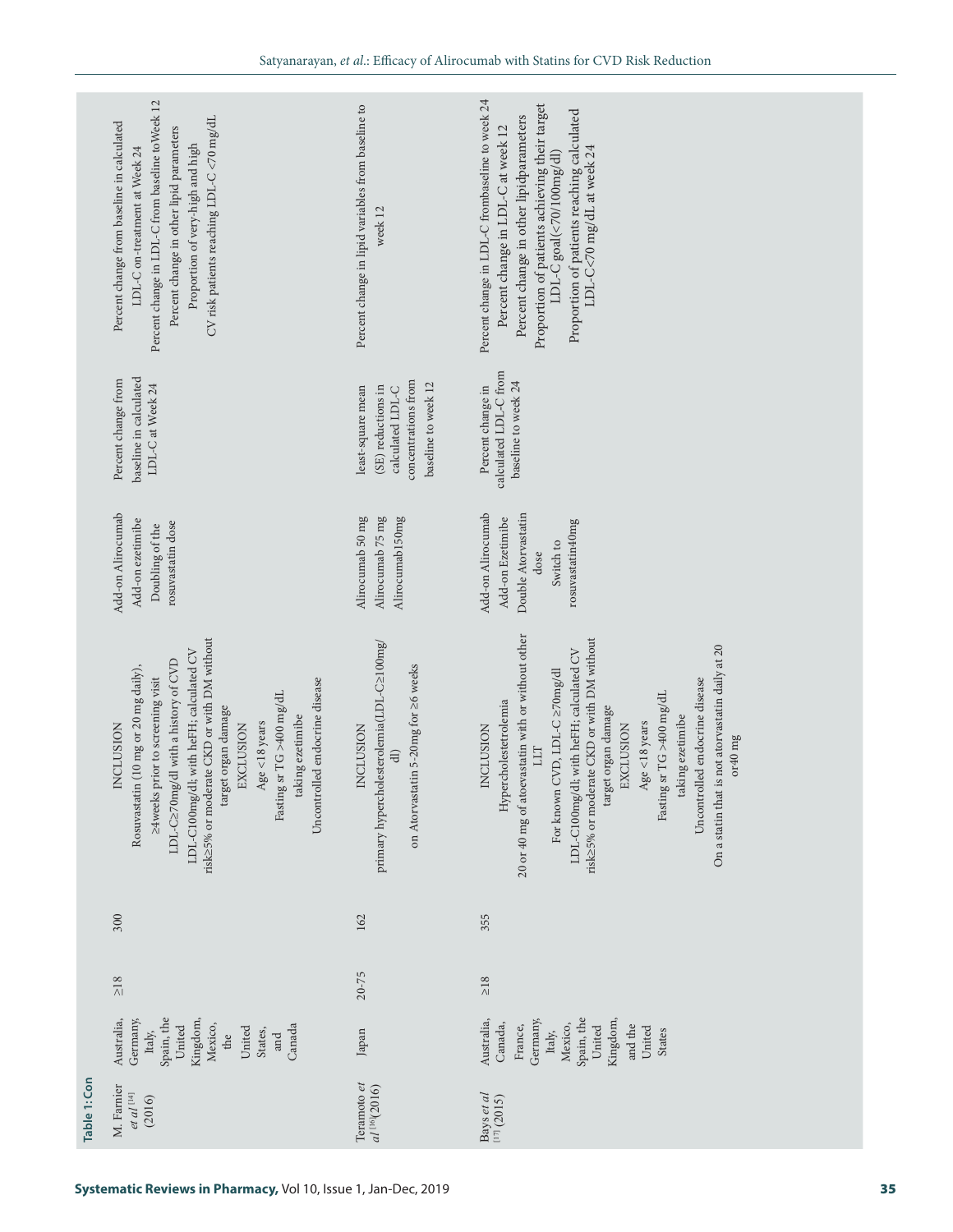**Table 1: Con**

| | | | | | | | |
|---|---|---|---|---|---|---|---|
| M. Farnier *et al* [14] (2016) | Australia, Germany, Italy, Spain, the United Kingdom, Mexico, the United States, and Canada | ≥18 | 300 | INCLUSION<br>Rosuvastatin (10 mg or 20 mg daily), ≥4weeks prior to screening visit<br>LDL-C≥70mg/dl with a history of CVD<br>LDL-C100mg/dl; with heFH; calculated CV risk≥5% or moderate CKD or with DM without target organ damage<br>EXCLUSION<br>Age <18 years<br>Fasting sr TG >400 mg/dL<br>taking ezetimibe<br>Uncontrolled endocrine disease | Add-on Alirocumab<br>Add-on ezetimibe<br>Doubling of the rosuvastatin dose | Percent change from baseline in calculated LDL-C at Week 24 | Percent change from baseline in calculated LDL-C on-treatment at Week 24<br>Percent change in LDL-C from baseline to Week 12<br>Percent change in other lipid parameters<br>Proportion of very-high and high CV risk patients reaching LDL-C <70 mg/dL |
| Teramoto *et al* [16](2016) | Japan | 20-75 | 162 | INCLUSION<br>primary hypercholesterolemia(LDL-C≥100mg/dl)<br>on Atorvastatin 5-20mg for ≥6 weeks | Alirocumab 50 mg<br>Alirocumab 75 mg<br>Alirocumab150mg | least-square mean (SE) reductions in calculated LDL-C concentrations from baseline to week 12 | Percent change in lipid variables from baseline to week 12 |
| Bays *et al* [17] (2015) | Australia, Canada, France, Germany, Italy, Mexico, Spain, the United Kingdom, and the United States | ≥18 | 355 | INCLUSION<br>Hypercholestetrolemia<br>20 or 40 mg of atoevastatin with or without other LLT<br>For known CVD, LDL-C ≥70mg/dl<br>LDL-C100mg/dl; with heFH; calculated CV risk≥5% or moderate CKD or with DM without target organ damage<br>EXCLUSION<br>Age <18 years<br>Fasting sr TG >400 mg/dL<br>taking ezetimibe<br>Uncontrolled endocrine disease<br>On a statin that is not atorvastatin daily at 20 or40 mg | Add-on Alirocumab<br>Add-on Ezetimibe<br>Double Atorvastatin dose<br>Switch to rosuvastatin40mg | Percent change in calculated LDL-C from baseline to week 24 | Percent change in LDL-C frombaseline to week 24<br>Percent change in LDL-C at week 12<br>Percent change in other lipidparameters<br>Proportion of patients achieving their target LDL-C goal(<70/100mg/dl)<br>Proportion of patients reaching calculated LDL-C<70 mg/dL at week 24 |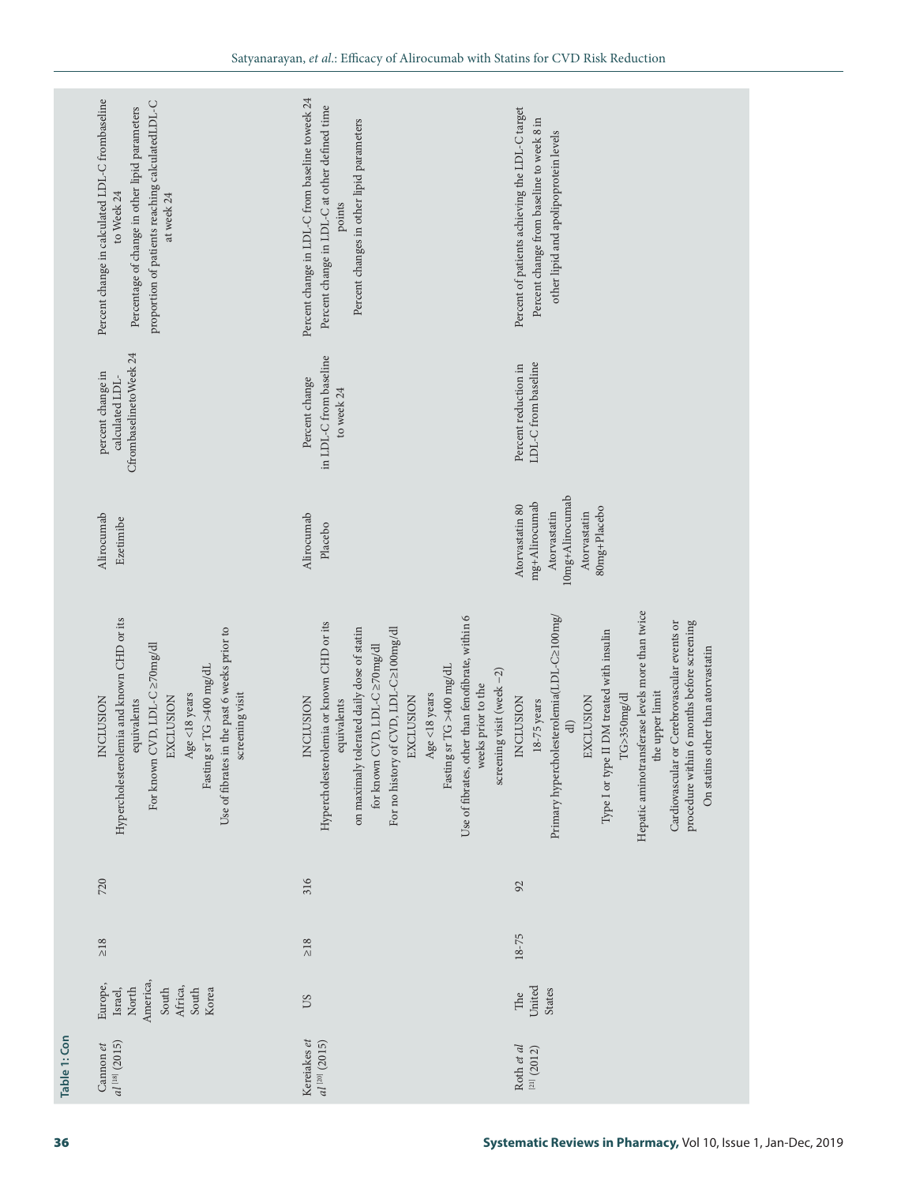**Table 1: Con**

| | | | | | | | |
|---|---|---|---|---|---|---|---|
| Cannon *et al* [18] (2015) | Europe, Israel, North America, South Africa, South Korea | ≥18 | 720 | INCLUSION<br>Hypercholesterolemia and known CHD or its equivalents<br>For known CVD, LDL-C ≥70mg/dl<br>EXCLUSION<br>Age <18 years<br>Fasting sr TG >400 mg/dL<br>Use of fibrates in the past 6 weeks prior to screening visit | Alirocumab<br>Ezetimibe | percent change in calculated LDL-Cfrombaselineto Week 24 | Percent change in calculated LDL-C frombaseline to Week 24<br>Percentage of change in other lipid parameters<br>proportion of patients reaching calculatedLDL-C at week 24 |
| Kereiakes *et al* [20] (2015) | US | ≥18 | 316 | INCLUSION<br>Hypercholesterolemia or known CHD or its equivalents<br>on maximaly tolerated daily dose of statin<br>for known CVD, LDL-C ≥70mg/dl<br>For no history of CVD, LDL-C≥100mg/dl<br>EXCLUSION<br>Age <18 years<br>Fasting sr TG >400 mg/dL<br>Use of fibrates, other than fenofibrate, within 6 weeks prior to the screening visit (week −2) | Alirocumab<br>Placebo | Percent change in LDL-C from baseline to week 24 | Percent change in LDL-C from baseline toweek 24<br>Percent change in LDL-C at other defined time points<br>Percent changes in other lipid parameters |
| Roth *et al* [21] (2012) | The United States | 18-75 | 92 | INCLUSION<br>18-75 years<br>Primary hypercholesterolemia(LDL-C≥100mg/dl)<br>EXCLUSION<br>Type I or type II DM treated with insulin<br>TG>350mg/dl<br>Hepatic aminotransferase levels more than twice the upper limit<br>Cardiovascular or Cerebrovascular events or procedure within 6 months before screening<br>On statins other than atorvastatin | Atorvastatin 80 mg+Alirocumab<br>Atorvastatin 10mg+Alirocumab<br>Atorvastatin 80mg+Placebo | Percent reduction in LDL-C from baseline | Percent of patients achieving the LDL-C target<br>Percent change from baseline to week 8 in other lipid and apolipoprotein levels |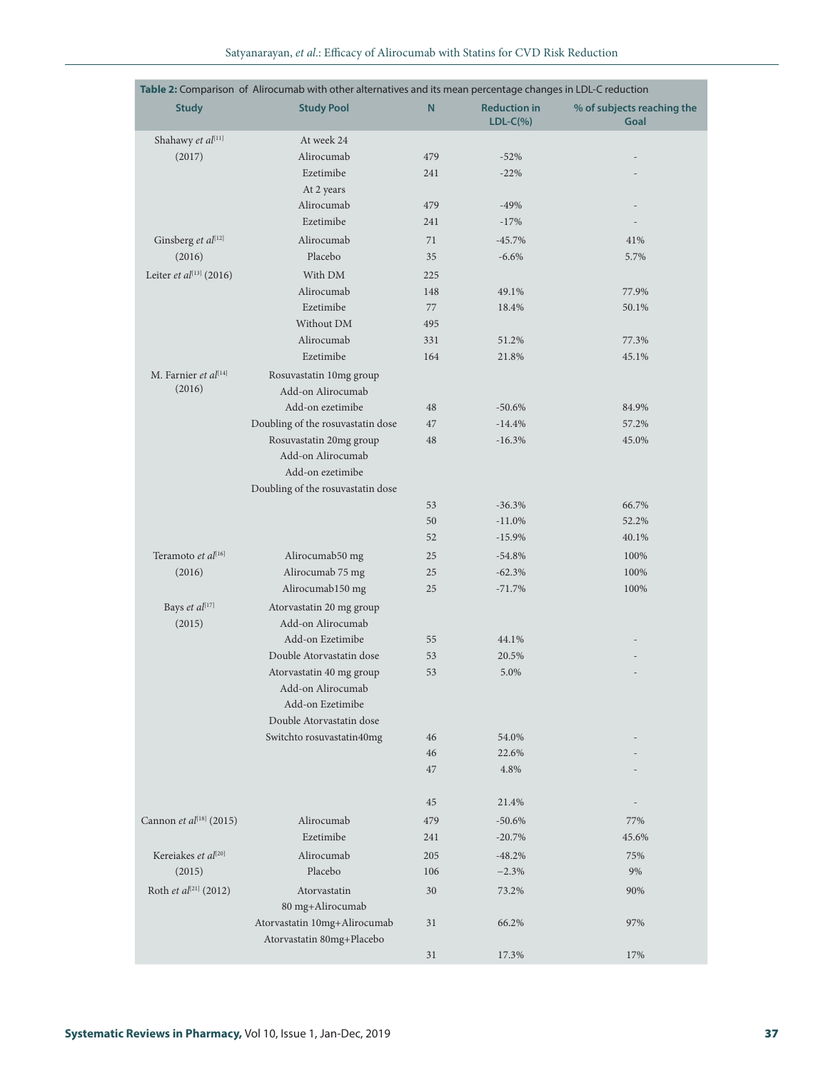**Table 2:** Comparison of Alirocumab with other alternatives and its mean percentage changes in LDL-C reduction

| Study | Study Pool | N | Reduction in LDL-C(%) | % of subjects reaching the Goal |
|---|---|---|---|---|
| Shahawy *et al*[11] | At week 24 | | | |
| (2017) | Alirocumab | 479 | -52% | - |
| | Ezetimibe | 241 | -22% | - |
| | At 2 years | | | |
| | Alirocumab | 479 | -49% | - |
| | Ezetimibe | 241 | -17% | - |
| Ginsberg *et al*[12] | Alirocumab | 71 | -45.7% | 41% |
| (2016) | Placebo | 35 | -6.6% | 5.7% |
| Leiter *et al*[13] (2016) | With DM | 225 | | |
| | Alirocumab | 148 | 49.1% | 77.9% |
| | Ezetimibe | 77 | 18.4% | 50.1% |
| | Without DM | 495 | | |
| | Alirocumab | 331 | 51.2% | 77.3% |
| | Ezetimibe | 164 | 21.8% | 45.1% |
| M. Farnier *et al*[14] | Rosuvastatin 10mg group | | | |
| (2016) | Add-on Alirocumab | | | |
| | Add-on ezetimibe | 48 | -50.6% | 84.9% |
| | Doubling of the rosuvastatin dose | 47 | -14.4% | 57.2% |
| | Rosuvastatin 20mg group | 48 | -16.3% | 45.0% |
| | Add-on Alirocumab | | | |
| | Add-on ezetimibe | | | |
| | Doubling of the rosuvastatin dose | | | |
| | | 53 | -36.3% | 66.7% |
| | | 50 | -11.0% | 52.2% |
| | | 52 | -15.9% | 40.1% |
| Teramoto *et al*[16] | Alirocumab50 mg | 25 | -54.8% | 100% |
| (2016) | Alirocumab 75 mg | 25 | -62.3% | 100% |
| | Alirocumab150 mg | 25 | -71.7% | 100% |
| Bays *et al*[17] | Atorvastatin 20 mg group | | | |
| (2015) | Add-on Alirocumab | | | |
| | Add-on Ezetimibe | 55 | 44.1% | - |
| | Double Atorvastatin dose | 53 | 20.5% | - |
| | Atorvastatin 40 mg group | 53 | 5.0% | - |
| | Add-on Alirocumab | | | |
| | Add-on Ezetimibe | | | |
| | Double Atorvastatin dose | | | |
| | Switchto rosuvastatin40mg | 46 | 54.0% | - |
| | | 46 | 22.6% | - |
| | | 47 | 4.8% | - |
| | | 45 | 21.4% | - |
| Cannon *et al*[18] (2015) | Alirocumab | 479 | -50.6% | 77% |
| | Ezetimibe | 241 | -20.7% | 45.6% |
| Kereiakes *et al*[20] | Alirocumab | 205 | -48.2% | 75% |
| (2015) | Placebo | 106 | −2.3% | 9% |
| Roth *et al*[21] (2012) | Atorvastatin 80 mg+Alirocumab | 30 | 73.2% | 90% |
| | Atorvastatin 10mg+Alirocumab | 31 | 66.2% | 97% |
| | Atorvastatin 80mg+Placebo | 31 | 17.3% | 17% |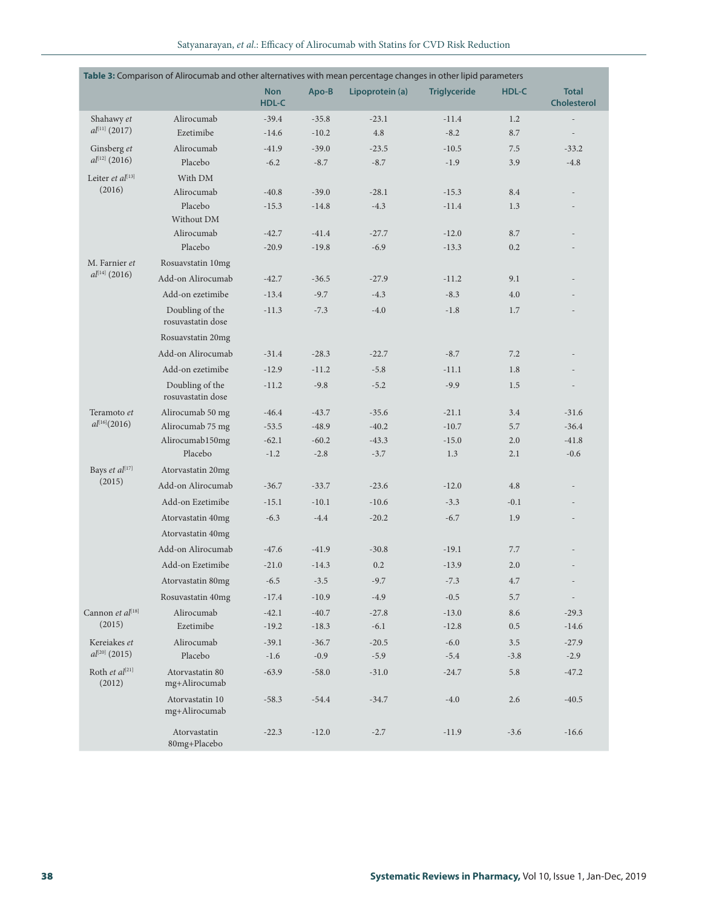**Table 3:** Comparison of Alirocumab and other alternatives with mean percentage changes in other lipid parameters

| | | Non HDL-C | Apo-B | Lipoprotein (a) | Triglyceride | HDL-C | Total Cholesterol |
|---|---|---|---|---|---|---|---|
| Shahawy *et al*[11] (2017) | Alirocumab | -39.4 | -35.8 | -23.1 | -11.4 | 1.2 | - |
| | Ezetimibe | -14.6 | -10.2 | 4.8 | -8.2 | 8.7 | - |
| Ginsberg *et al*[12] (2016) | Alirocumab | -41.9 | -39.0 | -23.5 | -10.5 | 7.5 | -33.2 |
| | Placebo | -6.2 | -8.7 | -8.7 | -1.9 | 3.9 | -4.8 |
| Leiter *et al*[13] (2016) | With DM | | | | | | |
| | Alirocumab | -40.8 | -39.0 | -28.1 | -15.3 | 8.4 | - |
| | Placebo | -15.3 | -14.8 | -4.3 | -11.4 | 1.3 | - |
| | Without DM | | | | | | |
| | Alirocumab | -42.7 | -41.4 | -27.7 | -12.0 | 8.7 | - |
| | Placebo | -20.9 | -19.8 | -6.9 | -13.3 | 0.2 | - |
| M. Farnier *et al*[14] (2016) | Rosuavstatin 10mg | | | | | | |
| | Add-on Alirocumab | -42.7 | -36.5 | -27.9 | -11.2 | 9.1 | - |
| | Add-on ezetimibe | -13.4 | -9.7 | -4.3 | -8.3 | 4.0 | - |
| | Doubling of the rosuvastatin dose | -11.3 | -7.3 | -4.0 | -1.8 | 1.7 | - |
| | Rosuavstatin 20mg | | | | | | |
| | Add-on Alirocumab | -31.4 | -28.3 | -22.7 | -8.7 | 7.2 | - |
| | Add-on ezetimibe | -12.9 | -11.2 | -5.8 | -11.1 | 1.8 | - |
| | Doubling of the rosuvastatin dose | -11.2 | -9.8 | -5.2 | -9.9 | 1.5 | - |
| Teramoto *et al*[16](2016) | Alirocumab 50 mg | -46.4 | -43.7 | -35.6 | -21.1 | 3.4 | -31.6 |
| | Alirocumab 75 mg | -53.5 | -48.9 | -40.2 | -10.7 | 5.7 | -36.4 |
| | Alirocumab150mg | -62.1 | -60.2 | -43.3 | -15.0 | 2.0 | -41.8 |
| | Placebo | -1.2 | -2.8 | -3.7 | 1.3 | 2.1 | -0.6 |
| Bays *et al*[17] (2015) | Atorvastatin 20mg | | | | | | |
| | Add-on Alirocumab | -36.7 | -33.7 | -23.6 | -12.0 | 4.8 | - |
| | Add-on Ezetimibe | -15.1 | -10.1 | -10.6 | -3.3 | -0.1 | - |
| | Atorvastatin 40mg | -6.3 | -4.4 | -20.2 | -6.7 | 1.9 | - |
| | Atorvastatin 40mg | | | | | | |
| | Add-on Alirocumab | -47.6 | -41.9 | -30.8 | -19.1 | 7.7 | - |
| | Add-on Ezetimibe | -21.0 | -14.3 | 0.2 | -13.9 | 2.0 | - |
| | Atorvastatin 80mg | -6.5 | -3.5 | -9.7 | -7.3 | 4.7 | - |
| | Rosuvastatin 40mg | -17.4 | -10.9 | -4.9 | -0.5 | 5.7 | - |
| Cannon *et al*[18] (2015) | Alirocumab | -42.1 | -40.7 | -27.8 | -13.0 | 8.6 | -29.3 |
| | Ezetimibe | -19.2 | -18.3 | -6.1 | -12.8 | 0.5 | -14.6 |
| Kereiakes *et al*[20] (2015) | Alirocumab | -39.1 | -36.7 | -20.5 | -6.0 | 3.5 | -27.9 |
| | Placebo | -1.6 | -0.9 | -5.9 | -5.4 | -3.8 | -2.9 |
| Roth *et al*[21] (2012) | Atorvastatin 80 mg+Alirocumab | -63.9 | -58.0 | -31.0 | -24.7 | 5.8 | -47.2 |
| | Atorvastatin 10 mg+Alirocumab | -58.3 | -54.4 | -34.7 | -4.0 | 2.6 | -40.5 |
| | Atorvastatin 80mg+Placebo | -22.3 | -12.0 | -2.7 | -11.9 | -3.6 | -16.6 |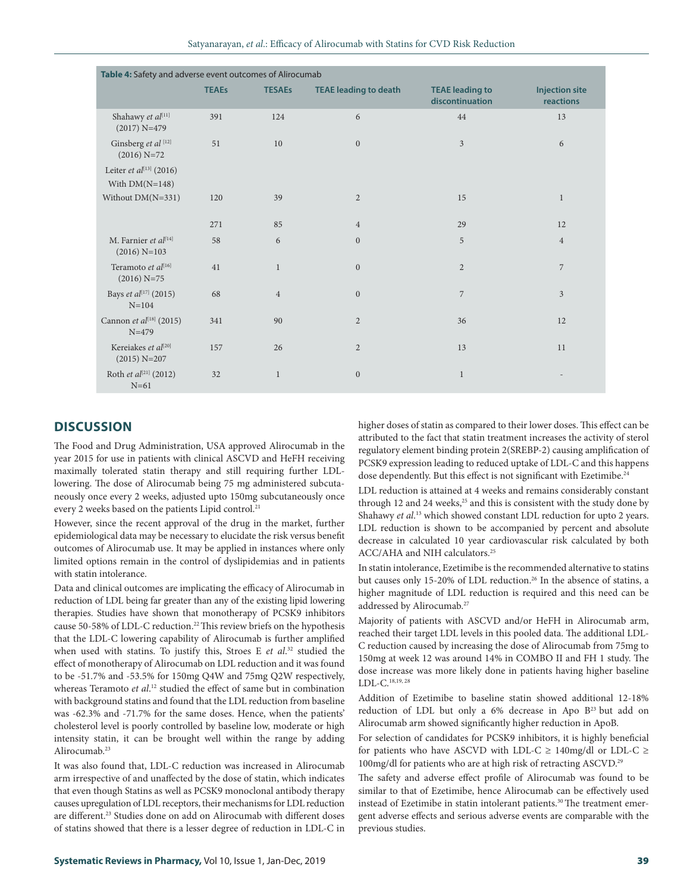**Table 4:** Safety and adverse event outcomes of Alirocumab

| | TEAEs | TESAEs | TEAE leading to death | TEAE leading to discontinuation | Injection site reactions |
|---|---|---|---|---|---|
| Shahawy *et al*[11] (2017) N=479 | 391 | 124 | 6 | 44 | 13 |
| Ginsberg *et al* [12] (2016) N=72 | 51 | 10 | 0 | 3 | 6 |
| Leiter *et al*[13] (2016) With DM(N=148) | | | | | |
| Without DM(N=331) | 120 | 39 | 2 | 15 | 1 |
| | 271 | 85 | 4 | 29 | 12 |
| M. Farnier *et al*[14] (2016) N=103 | 58 | 6 | 0 | 5 | 4 |
| Teramoto *et al*[16] (2016) N=75 | 41 | 1 | 0 | 2 | 7 |
| Bays *et al*[17] (2015) N=104 | 68 | 4 | 0 | 7 | 3 |
| Cannon *et al*[18] (2015) N=479 | 341 | 90 | 2 | 36 | 12 |
| Kereiakes *et al*[20] (2015) N=207 | 157 | 26 | 2 | 13 | 11 |
| Roth *et al*[21] (2012) N=61 | 32 | 1 | 0 | 1 | - |

## DISCUSSION

The Food and Drug Administration, USA approved Alirocumab in the year 2015 for use in patients with clinical ASCVD and HeFH receiving maximally tolerated statin therapy and still requiring further LDL-lowering. The dose of Alirocumab being 75 mg administered subcutaneously once every 2 weeks, adjusted upto 150mg subcutaneously once every 2 weeks based on the patients Lipid control.[21]

However, since the recent approval of the drug in the market, further epidemiological data may be necessary to elucidate the risk versus benefit outcomes of Alirocumab use. It may be applied in instances where only limited options remain in the control of dyslipidemias and in patients with statin intolerance.

Data and clinical outcomes are implicating the efficacy of Alirocumab in reduction of LDL being far greater than any of the existing lipid lowering therapies. Studies have shown that monotherapy of PCSK9 inhibitors cause 50-58% of LDL-C reduction.[22] This review briefs on the hypothesis that the LDL-C lowering capability of Alirocumab is further amplified when used with statins. To justify this, Stroes E *et al*.[32] studied the effect of monotherapy of Alirocumab on LDL reduction and it was found to be -51.7% and -53.5% for 150mg Q4W and 75mg Q2W respectively, whereas Teramoto *et al*.[12] studied the effect of same but in combination with background statins and found that the LDL reduction from baseline was -62.3% and -71.7% for the same doses. Hence, when the patients' cholesterol level is poorly controlled by baseline low, moderate or high intensity statin, it can be brought well within the range by adding Alirocumab.[23]

It was also found that, LDL-C reduction was increased in Alirocumab arm irrespective of and unaffected by the dose of statin, which indicates that even though Statins as well as PCSK9 monoclonal antibody therapy causes upregulation of LDL receptors, their mechanisms for LDL reduction are different.[23] Studies done on add on Alirocumab with different doses of statins showed that there is a lesser degree of reduction in LDL-C in higher doses of statin as compared to their lower doses. This effect can be attributed to the fact that statin treatment increases the activity of sterol regulatory element binding protein 2(SREBP-2) causing amplification of PCSK9 expression leading to reduced uptake of LDL-C and this happens dose dependently. But this effect is not significant with Ezetimibe.[24]

LDL reduction is attained at 4 weeks and remains considerably constant through 12 and 24 weeks,[25] and this is consistent with the study done by Shahawy *et al*.[13] which showed constant LDL reduction for upto 2 years. LDL reduction is shown to be accompanied by percent and absolute decrease in calculated 10 year cardiovascular risk calculated by both ACC/AHA and NIH calculators.[25]

In statin intolerance, Ezetimibe is the recommended alternative to statins but causes only 15-20% of LDL reduction.[26] In the absence of statins, a higher magnitude of LDL reduction is required and this need can be addressed by Alirocumab.[27]

Majority of patients with ASCVD and/or HeFH in Alirocumab arm, reached their target LDL levels in this pooled data. The additional LDL-C reduction caused by increasing the dose of Alirocumab from 75mg to 150mg at week 12 was around 14% in COMBO II and FH 1 study. The dose increase was more likely done in patients having higher baseline LDL-C.[18,19, 28]

Addition of Ezetimibe to baseline statin showed additional 12-18% reduction of LDL but only a 6% decrease in Apo B[23] but add on Alirocumab arm showed significantly higher reduction in ApoB.

For selection of candidates for PCSK9 inhibitors, it is highly beneficial for patients who have ASCVD with LDL-C ≥ 140mg/dl or LDL-C ≥ 100mg/dl for patients who are at high risk of retracting ASCVD.[29]

The safety and adverse effect profile of Alirocumab was found to be similar to that of Ezetimibe, hence Alirocumab can be effectively used instead of Ezetimibe in statin intolerant patients.[30] The treatment emergent adverse effects and serious adverse events are comparable with the previous studies.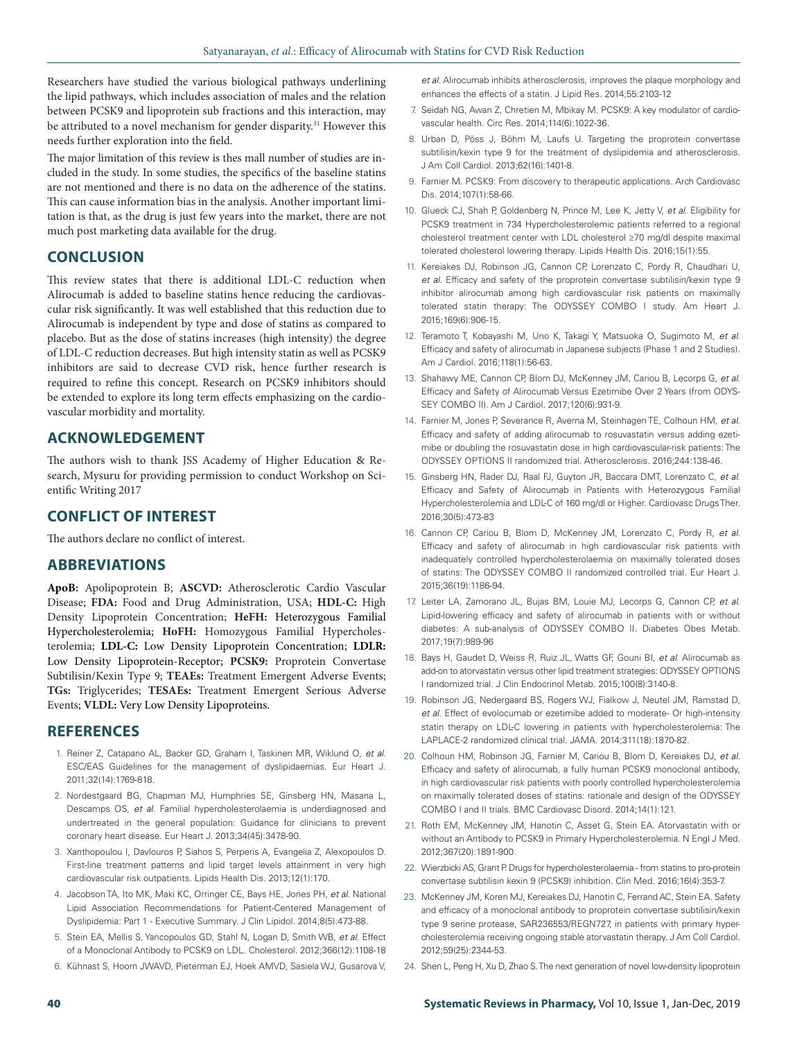Researchers have studied the various biological pathways underlining the lipid pathways, which includes association of males and the relation between PCSK9 and lipoprotein sub fractions and this interaction, may be attributed to a novel mechanism for gender disparity.[31] However this needs further exploration into the field.

The major limitation of this review is thes mall number of studies are included in the study. In some studies, the specifics of the baseline statins are not mentioned and there is no data on the adherence of the statins. This can cause information bias in the analysis. Another important limitation is that, as the drug is just few years into the market, there are not much post marketing data available for the drug.

## CONCLUSION

This review states that there is additional LDL-C reduction when Alirocumab is added to baseline statins hence reducing the cardiovascular risk significantly. It was well established that this reduction due to Alirocumab is independent by type and dose of statins as compared to placebo. But as the dose of statins increases (high intensity) the degree of LDL-C reduction decreases. But high intensity statin as well as PCSK9 inhibitors are said to decrease CVD risk, hence further research is required to refine this concept. Research on PCSK9 inhibitors should be extended to explore its long term effects emphasizing on the cardiovascular morbidity and mortality.

## ACKNOWLEDGEMENT

The authors wish to thank JSS Academy of Higher Education & Research, Mysuru for providing permission to conduct Workshop on Scientific Writing 2017

## CONFLICT OF INTEREST

The authors declare no conflict of interest.

## ABBREVIATIONS

**ApoB:** Apolipoprotein B; **ASCVD:** Atherosclerotic Cardio Vascular Disease; **FDA:** Food and Drug Administration, USA; **HDL-C:** High Density Lipoprotein Concentration; **HeFH: Heterozygous Familial Hypercholesterolemia; HoFH:** Homozygous Familial Hypercholesterolemia; **LDL-C:** Low Density Lipoprotein Concentration; **LDLR:** Low Density Lipoprotein-Receptor; **PCSK9:** Proprotein Convertase Subtilisin/Kexin Type 9; **TEAEs:** Treatment Emergent Adverse Events; **TGs:** Triglycerides; **TESAEs:** Treatment Emergent Serious Adverse Events; **VLDL:** Very Low Density Lipoproteins.

## REFERENCES

1. Reiner Z, Catapano AL, Backer GD, Graham I, Taskinen MR, Wiklund O, *et al*. ESC/EAS Guidelines for the management of dyslipidaemias. Eur Heart J. 2011;32(14):1769-818.
2. Nordestgaard BG, Chapman MJ, Humphries SE, Ginsberg HN, Masana L, Descamps OS, *et al*. Familial hypercholesterolaemia is underdiagnosed and undertreated in the general population: Guidance for clinicians to prevent coronary heart disease. Eur Heart J. 2013;34(45):3478-90.
3. Xanthopoulou I, Davlouros P, Siahos S, Perperis A, Evangelia Z, Alexopoulos D. First-line treatment patterns and lipid target levels attainment in very high cardiovascular risk outpatients. Lipids Health Dis. 2013;12(1):170.
4. Jacobson TA, Ito MK, Maki KC, Orringer CE, Bays HE, Jones PH, *et al*. National Lipid Association Recommendations for Patient-Centered Management of Dyslipidemia: Part 1 - Executive Summary. J Clin Lipidol. 2014;8(5):473-88.
5. Stein EA, Mellis S, Yancopoulos GD, Stahl N, Logan D, Smith WB, *et al*. Effect of a Monoclonal Antibody to PCSK9 on LDL. Cholesterol. 2012;366(12):1108-18
6. Kühnast S, Hoorn JWAVD, Pieterman EJ, Hoek AMVD, Sasiela WJ, Gusarova V, *et al*. Alirocumab inhibits atherosclerosis, improves the plaque morphology and enhances the effects of a statin. J Lipid Res. 2014;55:2103-12
7. Seidah NG, Awan Z, Chretien M, Mbikay M. PCSK9: A key modulator of cardiovascular health. Circ Res. 2014;114(6):1022-36.
8. Urban D, Pöss J, Böhm M, Laufs U. Targeting the proprotein convertase subtilisin/kexin type 9 for the treatment of dyslipidemia and atherosclerosis. J Am Coll Cardiol. 2013;62(16):1401-8.
9. Farnier M. PCSK9: From discovery to therapeutic applications. Arch Cardiovasc Dis. 2014;107(1):58-66.
10. Glueck CJ, Shah P, Goldenberg N, Prince M, Lee K, Jetty V, *et al*. Eligibility for PCSK9 treatment in 734 Hypercholesterolemic patients referred to a regional cholesterol treatment center with LDL cholesterol ≥70 mg/dl despite maximal tolerated cholesterol lowering therapy. Lipids Health Dis. 2016;15(1):55.
11. Kereiakes DJ, Robinson JG, Cannon CP, Lorenzato C, Pordy R, Chaudhari U, *et al*. Efficacy and safety of the proprotein convertase subtilisin/kexin type 9 inhibitor alirocumab among high cardiovascular risk patients on maximally tolerated statin therapy: The ODYSSEY COMBO I study. Am Heart J. 2015;169(6):906-15.
12. Teramoto T, Kobayashi M, Uno K, Takagi Y, Matsuoka O, Sugimoto M, *et al*. Efficacy and safety of alirocumab in Japanese subjects (Phase 1 and 2 Studies). Am J Cardiol. 2016;118(1):56-63.
13. Shahawy ME, Cannon CP, Blom DJ, McKenney JM, Cariou B, Lecorps G, *et al*. Efficacy and Safety of Alirocumab Versus Ezetimibe Over 2 Years (from ODYSSEY COMBO II). Am J Cardiol. 2017;120(6):931-9.
14. Farnier M, Jones P, Severance R, Averna M, Steinhagen TE, Colhoun HM, *et al*. Efficacy and safety of adding alirocumab to rosuvastatin versus adding ezetimibe or doubling the rosuvastatin dose in high cardiovascular-risk patients: The ODYSSEY OPTIONS II randomized trial. Atherosclerosis. 2016;244:138-46.
15. Ginsberg HN, Rader DJ, Raal FJ, Guyton JR, Baccara DMT, Lorenzato C, *et al*. Efficacy and Safety of Alirocumab in Patients with Heterozygous Familial Hypercholesterolemia and LDL-C of 160 mg/dl or Higher. Cardiovasc Drugs Ther. 2016;30(5):473-83
16. Cannon CP, Cariou B, Blom D, McKenney JM, Lorenzato C, Pordy R, *et al*. Efficacy and safety of alirocumab in high cardiovascular risk patients with inadequately controlled hypercholesterolaemia on maximally tolerated doses of statins: The ODYSSEY COMBO II randomized controlled trial. Eur Heart J. 2015;36(19):1186-94.
17. Leiter LA, Zamorano JL, Bujas BM, Louie MJ, Lecorps G, Cannon CP, *et al*. Lipid-lowering efficacy and safety of alirocumab in patients with or without diabetes: A sub-analysis of ODYSSEY COMBO II. Diabetes Obes Metab. 2017;19(7):989-96
18. Bays H, Gaudet D, Weiss R, Ruiz JL, Watts GF, Gouni BI, *et al*. Alirocumab as add-on to atorvastatin versus other lipid treatment strategies: ODYSSEY OPTIONS I randomized trial. J Clin Endocrinol Metab. 2015;100(8):3140-8.
19. Robinson JG, Nedergaard BS, Rogers WJ, Fialkow J, Neutel JM, Ramstad D, *et al*. Effect of evolocumab or ezetimibe added to moderate- Or high-intensity statin therapy on LDL-C lowering in patients with hypercholesterolemia: The LAPLACE-2 randomized clinical trial. JAMA. 2014;311(18):1870-82.
20. Colhoun HM, Robinson JG, Farnier M, Cariou B, Blom D, Kereiakes DJ, *et al*. Efficacy and safety of alirocumab, a fully human PCSK9 monoclonal antibody, in high cardiovascular risk patients with poorly controlled hypercholesterolemia on maximally tolerated doses of statins: rationale and design of the ODYSSEY COMBO I and II trials. BMC Cardiovasc Disord. 2014;14(1):121.
21. Roth EM, McKenney JM, Hanotin C, Asset G, Stein EA. Atorvastatin with or without an Antibody to PCSK9 in Primary Hypercholesterolemia. N Engl J Med. 2012;367(20):1891-900.
22. Wierzbicki AS, Grant P. Drugs for hypercholesterolaemia - from statins to pro-protein convertase subtilisin kexin 9 (PCSK9) inhibition. Clin Med. 2016;16(4):353-7.
23. McKenney JM, Koren MJ, Kereiakes DJ, Hanotin C, Ferrand AC, Stein EA. Safety and efficacy of a monoclonal antibody to proprotein convertase subtilisin/kexin type 9 serine protease, SAR236553/REGN727, in patients with primary hypercholesterolemia receiving ongoing stable atorvastatin therapy. J Am Coll Cardiol. 2012;59(25):2344-53.
24. Shen L, Peng H, Xu D, Zhao S. The next generation of novel low-density lipoprotein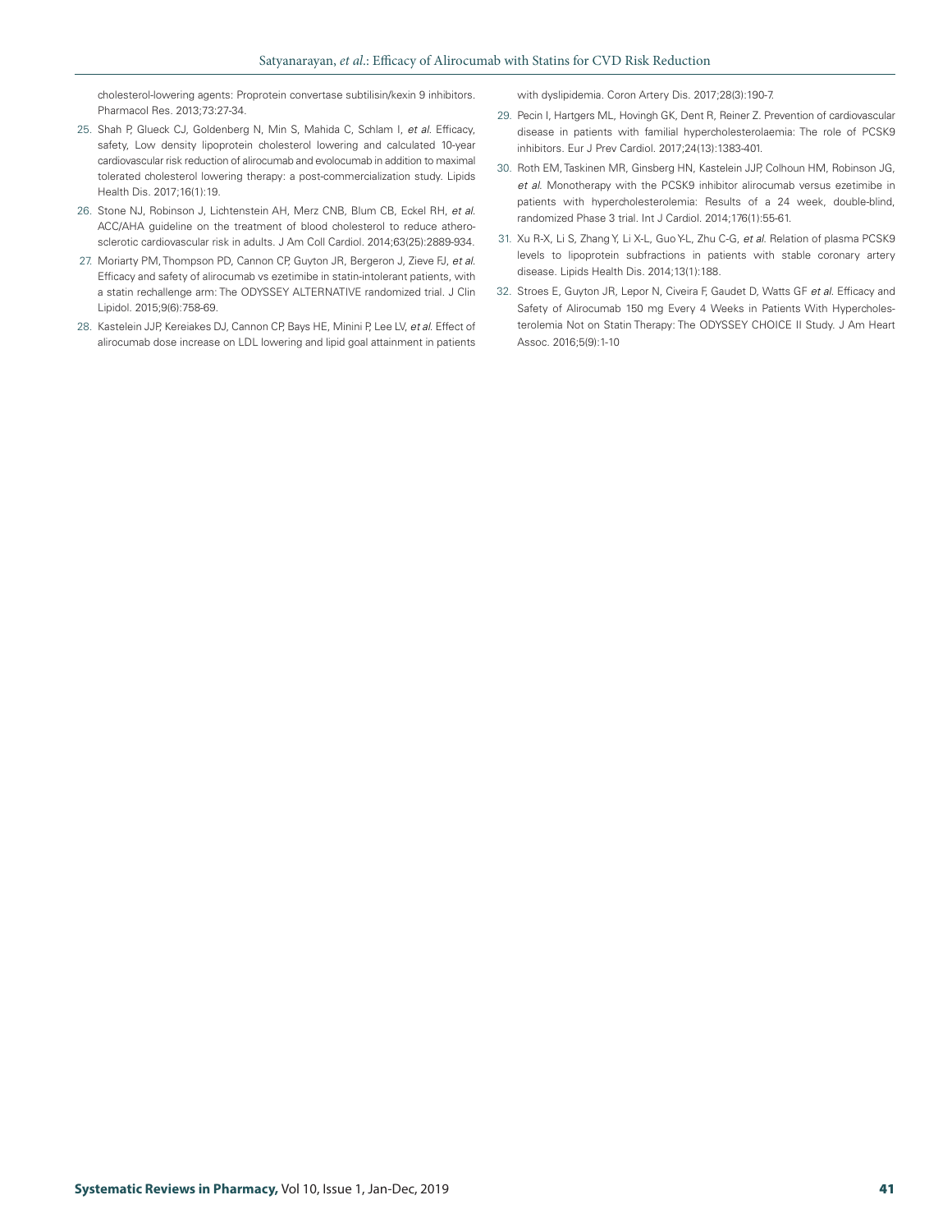cholesterol-lowering agents: Proprotein convertase subtilisin/kexin 9 inhibitors. Pharmacol Res. 2013;73:27-34.

25. Shah P, Glueck CJ, Goldenberg N, Min S, Mahida C, Schlam I, *et al.* Efficacy, safety, Low density lipoprotein cholesterol lowering and calculated 10-year cardiovascular risk reduction of alirocumab and evolocumab in addition to maximal tolerated cholesterol lowering therapy: a post-commercialization study. Lipids Health Dis. 2017;16(1):19.
26. Stone NJ, Robinson J, Lichtenstein AH, Merz CNB, Blum CB, Eckel RH, *et al.* ACC/AHA guideline on the treatment of blood cholesterol to reduce atherosclerotic cardiovascular risk in adults. J Am Coll Cardiol. 2014;63(25):2889-934.
27. Moriarty PM, Thompson PD, Cannon CP, Guyton JR, Bergeron J, Zieve FJ, *et al.* Efficacy and safety of alirocumab vs ezetimibe in statin-intolerant patients, with a statin rechallenge arm: The ODYSSEY ALTERNATIVE randomized trial. J Clin Lipidol. 2015;9(6):758-69.
28. Kastelein JJP, Kereiakes DJ, Cannon CP, Bays HE, Minini P, Lee LV, *et al.* Effect of alirocumab dose increase on LDL lowering and lipid goal attainment in patients with dyslipidemia. Coron Artery Dis. 2017;28(3):190-7.
29. Pecin I, Hartgers ML, Hovingh GK, Dent R, Reiner Z. Prevention of cardiovascular disease in patients with familial hypercholesterolaemia: The role of PCSK9 inhibitors. Eur J Prev Cardiol. 2017;24(13):1383-401.
30. Roth EM, Taskinen MR, Ginsberg HN, Kastelein JJP, Colhoun HM, Robinson JG, *et al.* Monotherapy with the PCSK9 inhibitor alirocumab versus ezetimibe in patients with hypercholesterolemia: Results of a 24 week, double-blind, randomized Phase 3 trial. Int J Cardiol. 2014;176(1):55-61.
31. Xu R-X, Li S, Zhang Y, Li X-L, Guo Y-L, Zhu C-G, *et al.* Relation of plasma PCSK9 levels to lipoprotein subfractions in patients with stable coronary artery disease. Lipids Health Dis. 2014;13(1):188.
32. Stroes E, Guyton JR, Lepor N, Civeira F, Gaudet D, Watts GF *et al.* Efficacy and Safety of Alirocumab 150 mg Every 4 Weeks in Patients With Hypercholesterolemia Not on Statin Therapy: The ODYSSEY CHOICE II Study. J Am Heart Assoc. 2016;5(9):1-10